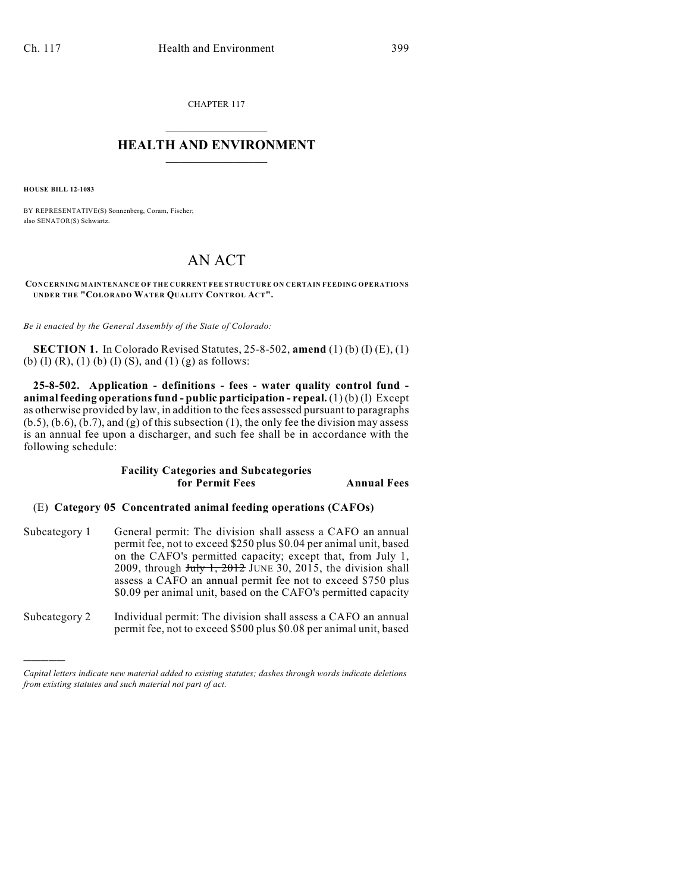CHAPTER 117

# HEALTH AND ENVIRONMENT

**HOUSE BILL 12-1083**

BY REPRESENTATIVE(S) Sonnenberg, Coram, Fischer;
also SENATOR(S) Schwartz.

# AN ACT

**CONCERNING MAINTENANCE OF THE CURRENT FEE STRUCTURE ON CERTAIN FEEDING OPERATIONS UNDER THE "COLORADO WATER QUALITY CONTROL ACT".**

*Be it enacted by the General Assembly of the State of Colorado:*

**SECTION 1.** In Colorado Revised Statutes, 25-8-502, **amend** (1) (b) (I) (E), (1) (b) (I) (R), (1) (b) (I) (S), and (1) (g) as follows:

**25-8-502. Application - definitions - fees - water quality control fund - animal feeding operations fund - public participation - repeal.** (1) (b) (I) Except as otherwise provided by law, in addition to the fees assessed pursuant to paragraphs (b.5), (b.6), (b.7), and (g) of this subsection (1), the only fee the division may assess is an annual fee upon a discharger, and such fee shall be in accordance with the following schedule:

| Facility Categories and Subcategories for Permit Fees | Annual Fees |
|---|---|

(E) **Category 05 Concentrated animal feeding operations (CAFOs)**

Subcategory 1 General permit: The division shall assess a CAFO an annual permit fee, not to exceed \$250 plus \$0.04 per animal unit, based on the CAFO's permitted capacity; except that, from July 1, 2009, through ~~July 1, 2012~~ JUNE 30, 2015, the division shall assess a CAFO an annual permit fee not to exceed \$750 plus \$0.09 per animal unit, based on the CAFO's permitted capacity

Subcategory 2 Individual permit: The division shall assess a CAFO an annual permit fee, not to exceed \$500 plus \$0.08 per animal unit, based

*Capital letters indicate new material added to existing statutes; dashes through words indicate deletions from existing statutes and such material not part of act.*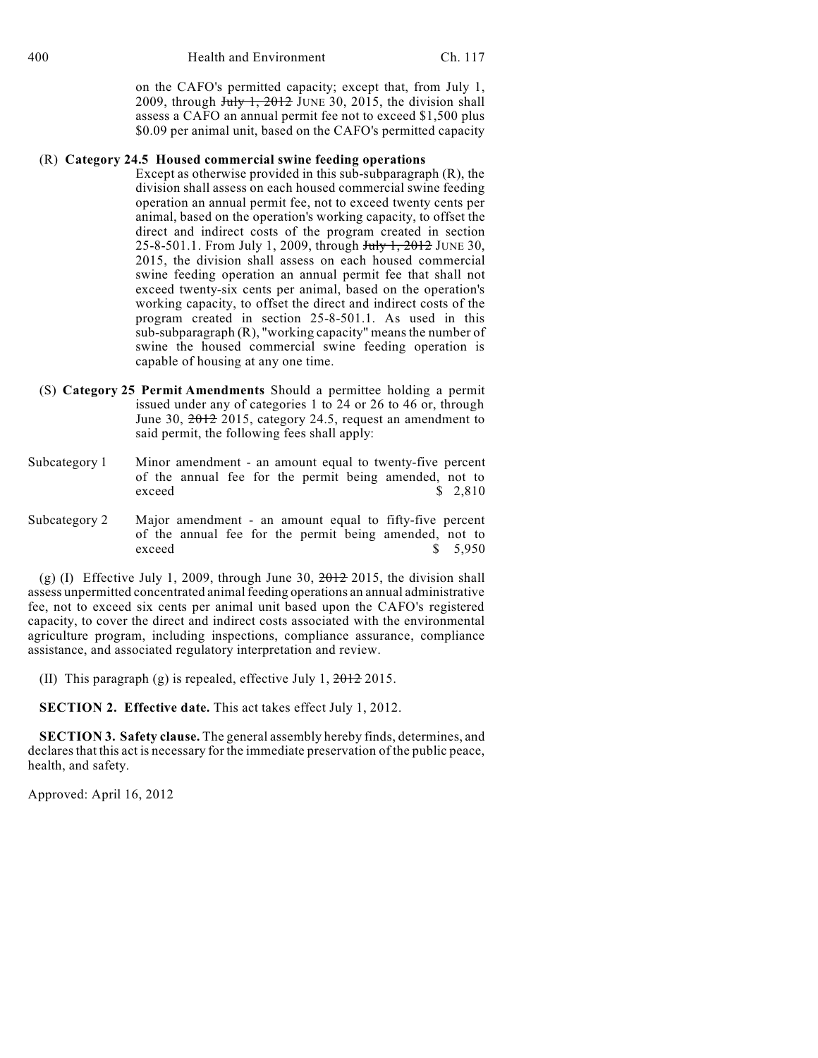on the CAFO's permitted capacity; except that, from July 1, 2009, through ~~July 1, 2012~~ JUNE 30, 2015, the division shall assess a CAFO an annual permit fee not to exceed $1,500 plus $0.09 per animal unit, based on the CAFO's permitted capacity

(R) **Category 24.5 Housed commercial swine feeding operations**
Except as otherwise provided in this sub-subparagraph (R), the division shall assess on each housed commercial swine feeding operation an annual permit fee, not to exceed twenty cents per animal, based on the operation's working capacity, to offset the direct and indirect costs of the program created in section 25-8-501.1. From July 1, 2009, through ~~July 1, 2012~~ JUNE 30, 2015, the division shall assess on each housed commercial swine feeding operation an annual permit fee that shall not exceed twenty-six cents per animal, based on the operation's working capacity, to offset the direct and indirect costs of the program created in section 25-8-501.1. As used in this sub-subparagraph (R), "working capacity" means the number of swine the housed commercial swine feeding operation is capable of housing at any one time.

(S) **Category 25 Permit Amendments** Should a permittee holding a permit issued under any of categories 1 to 24 or 26 to 46 or, through June 30, ~~2012~~ 2015, category 24.5, request an amendment to said permit, the following fees shall apply:

| | | |
|---|---|---|
| Subcategory 1 | Minor amendment - an amount equal to twenty-five percent of the annual fee for the permit being amended, not to exceed | $ 2,810 |
| Subcategory 2 | Major amendment - an amount equal to fifty-five percent of the annual fee for the permit being amended, not to exceed | $ 5,950 |

(g) (I) Effective July 1, 2009, through June 30, ~~2012~~ 2015, the division shall assess unpermitted concentrated animal feeding operations an annual administrative fee, not to exceed six cents per animal unit based upon the CAFO's registered capacity, to cover the direct and indirect costs associated with the environmental agriculture program, including inspections, compliance assurance, compliance assistance, and associated regulatory interpretation and review.

(II) This paragraph (g) is repealed, effective July 1, ~~2012~~ 2015.

**SECTION 2. Effective date.** This act takes effect July 1, 2012.

**SECTION 3. Safety clause.** The general assembly hereby finds, determines, and declares that this act is necessary for the immediate preservation of the public peace, health, and safety.

Approved: April 16, 2012